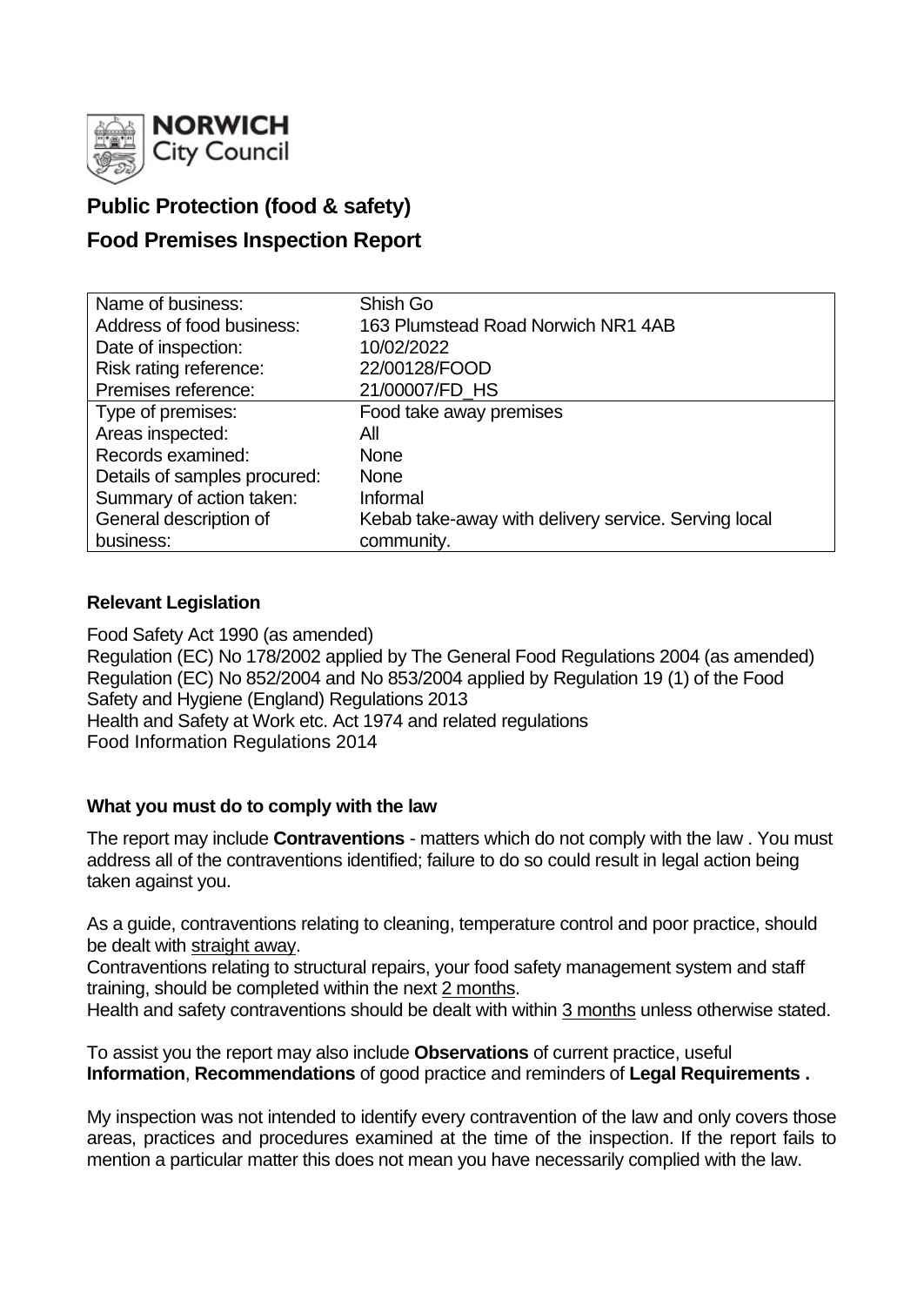NORWICH City Council

# Public Protection (food & safety)

# Food Premises Inspection Report

| Name of business: | Shish Go |
|---|---|
| Address of food business: | 163 Plumstead Road Norwich NR1 4AB |
| Date of inspection: | 10/02/2022 |
| Risk rating reference: | 22/00128/FOOD |
| Premises reference: | 21/00007/FD_HS |
| Type of premises: | Food take away premises |
| Areas inspected: | All |
| Records examined: | None |
| Details of samples procured: | None |
| Summary of action taken: | Informal |
| General description of business: | Kebab take-away with delivery service. Serving local community. |

### Relevant Legislation

Food Safety Act 1990 (as amended)
Regulation (EC) No 178/2002 applied by The General Food Regulations 2004 (as amended)
Regulation (EC) No 852/2004 and No 853/2004 applied by Regulation 19 (1) of the Food Safety and Hygiene (England) Regulations 2013
Health and Safety at Work etc. Act 1974 and related regulations
Food Information Regulations 2014

### What you must do to comply with the law

The report may include **Contraventions** - matters which do not comply with the law . You must address all of the contraventions identified; failure to do so could result in legal action being taken against you.

As a guide, contraventions relating to cleaning, temperature control and poor practice, should be dealt with straight away.
Contraventions relating to structural repairs, your food safety management system and staff training, should be completed within the next 2 months.
Health and safety contraventions should be dealt with within 3 months unless otherwise stated.

To assist you the report may also include **Observations** of current practice, useful **Information**, **Recommendations** of good practice and reminders of **Legal Requirements .**

My inspection was not intended to identify every contravention of the law and only covers those areas, practices and procedures examined at the time of the inspection. If the report fails to mention a particular matter this does not mean you have necessarily complied with the law.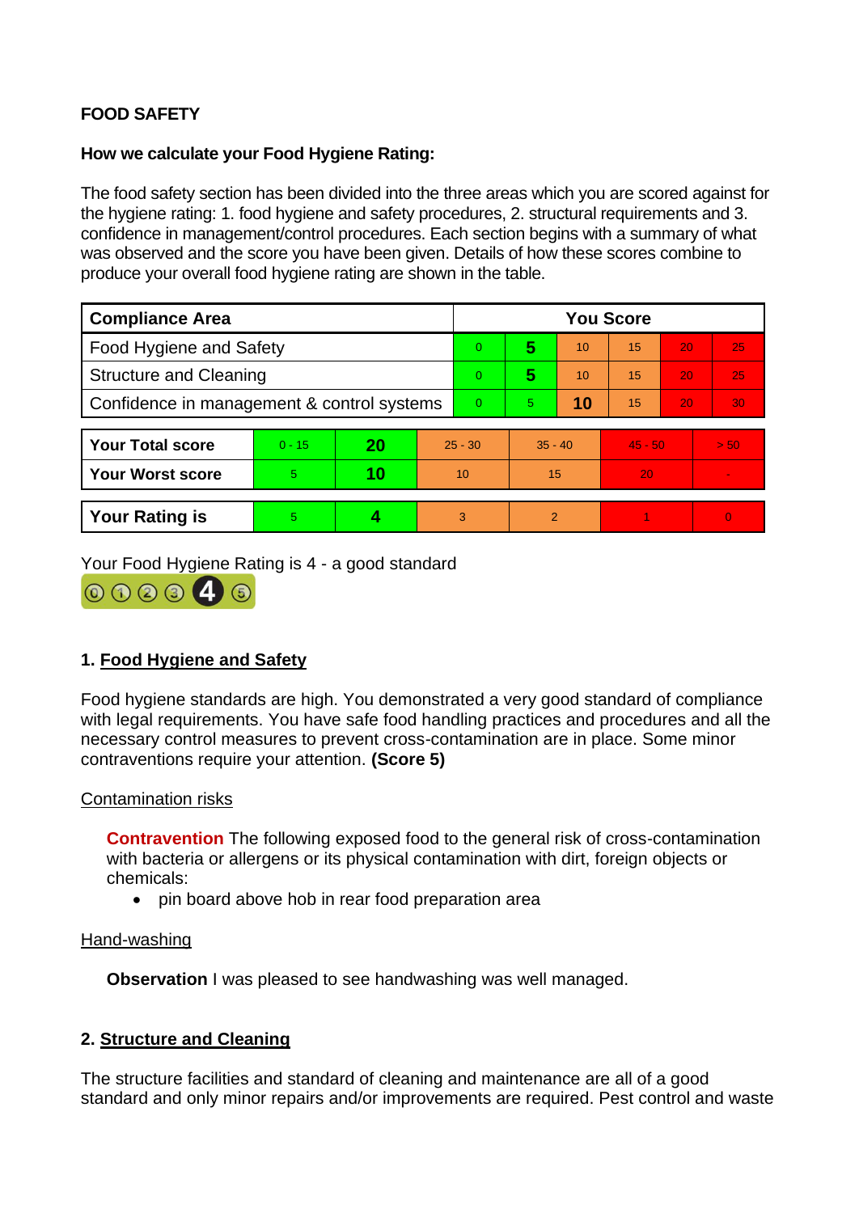**FOOD SAFETY**

**How we calculate your Food Hygiene Rating:**

The food safety section has been divided into the three areas which you are scored against for the hygiene rating: 1. food hygiene and safety procedures, 2. structural requirements and 3. confidence in management/control procedures. Each section begins with a summary of what was observed and the score you have been given. Details of how these scores combine to produce your overall food hygiene rating are shown in the table.

| Compliance Area | You Score | | | | | |
|---|---|---|---|---|---|---|
| Food Hygiene and Safety | 0 | **5** | 10 | 15 | 20 | 25 |
| Structure and Cleaning | 0 | **5** | 10 | 15 | 20 | 25 |
| Confidence in management & control systems | 0 | 5 | **10** | 15 | 20 | 30 |

| | | | | | | |
|---|---|---|---|---|---|---|
| **Your Total score** | 0 - 15 | **20** | 25 - 30 | 35 - 40 | 45 - 50 | > 50 |
| **Your Worst score** | 5 | **10** | 10 | 15 | 20 | - |
| **Your Rating is** | 5 | **4** | 3 | 2 | 1 | 0 |

Your Food Hygiene Rating is 4 - a good standard

## 1. Food Hygiene and Safety

Food hygiene standards are high. You demonstrated a very good standard of compliance with legal requirements. You have safe food handling practices and procedures and all the necessary control measures to prevent cross-contamination are in place. Some minor contraventions require your attention. **(Score 5)**

Contamination risks

**Contravention** The following exposed food to the general risk of cross-contamination with bacteria or allergens or its physical contamination with dirt, foreign objects or chemicals:

- pin board above hob in rear food preparation area

Hand-washing

**Observation** I was pleased to see handwashing was well managed.

## 2. Structure and Cleaning

The structure facilities and standard of cleaning and maintenance are all of a good standard and only minor repairs and/or improvements are required. Pest control and waste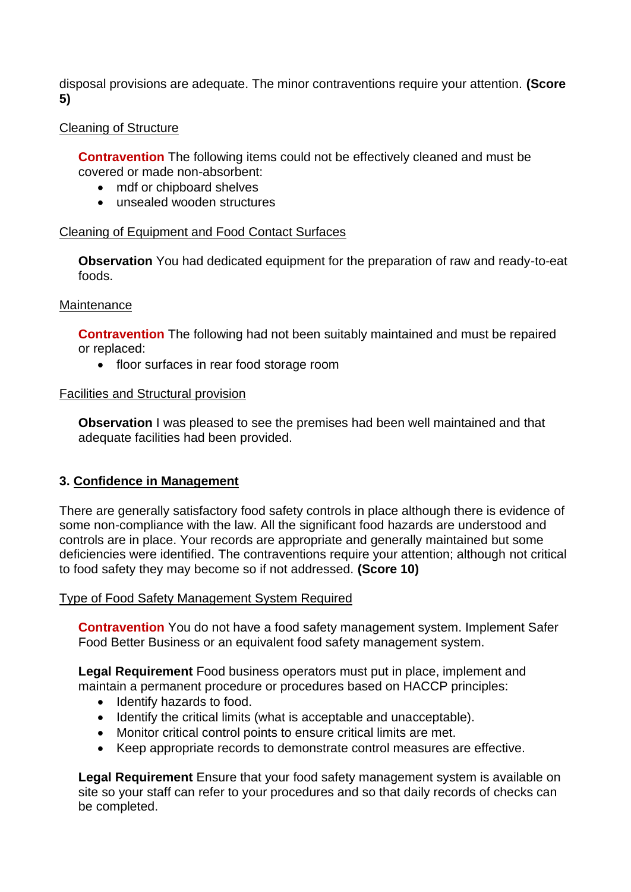disposal provisions are adequate. The minor contraventions require your attention. **(Score 5)**

Cleaning of Structure

**Contravention** The following items could not be effectively cleaned and must be covered or made non-absorbent:

- mdf or chipboard shelves
- unsealed wooden structures

Cleaning of Equipment and Food Contact Surfaces

**Observation** You had dedicated equipment for the preparation of raw and ready-to-eat foods.

Maintenance

**Contravention** The following had not been suitably maintained and must be repaired or replaced:

- floor surfaces in rear food storage room

Facilities and Structural provision

**Observation** I was pleased to see the premises had been well maintained and that adequate facilities had been provided.

## 3. Confidence in Management

There are generally satisfactory food safety controls in place although there is evidence of some non-compliance with the law. All the significant food hazards are understood and controls are in place. Your records are appropriate and generally maintained but some deficiencies were identified. The contraventions require your attention; although not critical to food safety they may become so if not addressed. **(Score 10)**

Type of Food Safety Management System Required

**Contravention** You do not have a food safety management system. Implement Safer Food Better Business or an equivalent food safety management system.

**Legal Requirement** Food business operators must put in place, implement and maintain a permanent procedure or procedures based on HACCP principles:

- Identify hazards to food.
- Identify the critical limits (what is acceptable and unacceptable).
- Monitor critical control points to ensure critical limits are met.
- Keep appropriate records to demonstrate control measures are effective.

**Legal Requirement** Ensure that your food safety management system is available on site so your staff can refer to your procedures and so that daily records of checks can be completed.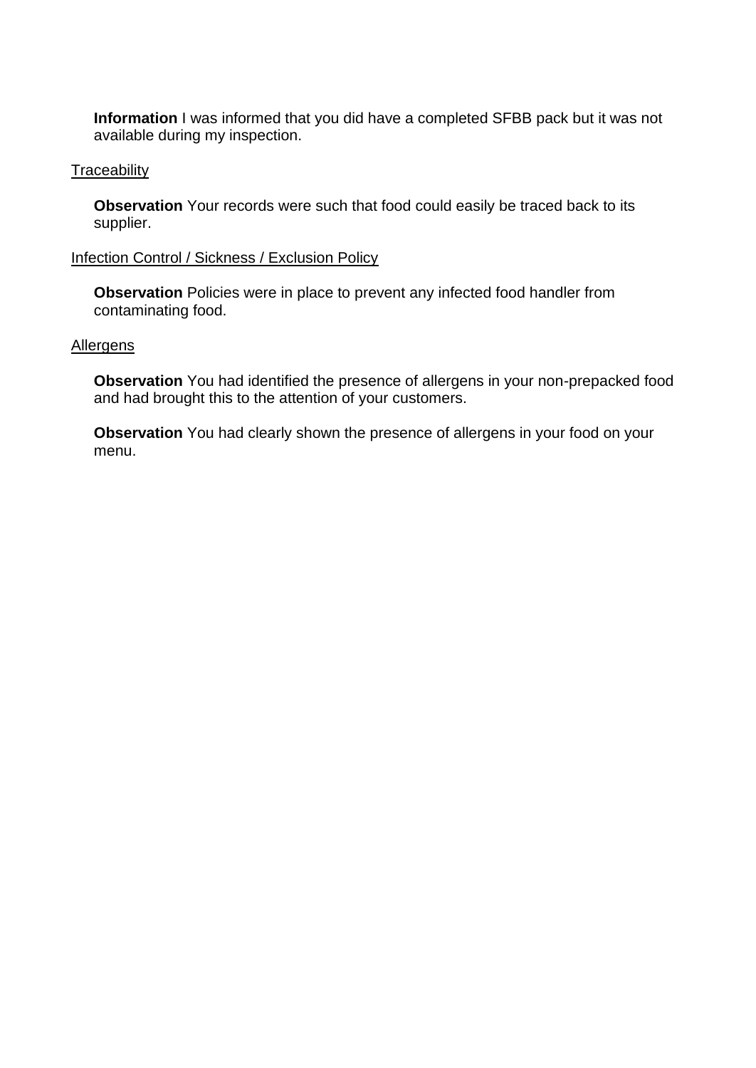**Information** I was informed that you did have a completed SFBB pack but it was not available during my inspection.

<u>Traceability</u>

**Observation** Your records were such that food could easily be traced back to its supplier.

<u>Infection Control / Sickness / Exclusion Policy</u>

**Observation** Policies were in place to prevent any infected food handler from contaminating food.

<u>Allergens</u>

**Observation** You had identified the presence of allergens in your non-prepacked food and had brought this to the attention of your customers.

**Observation** You had clearly shown the presence of allergens in your food on your menu.